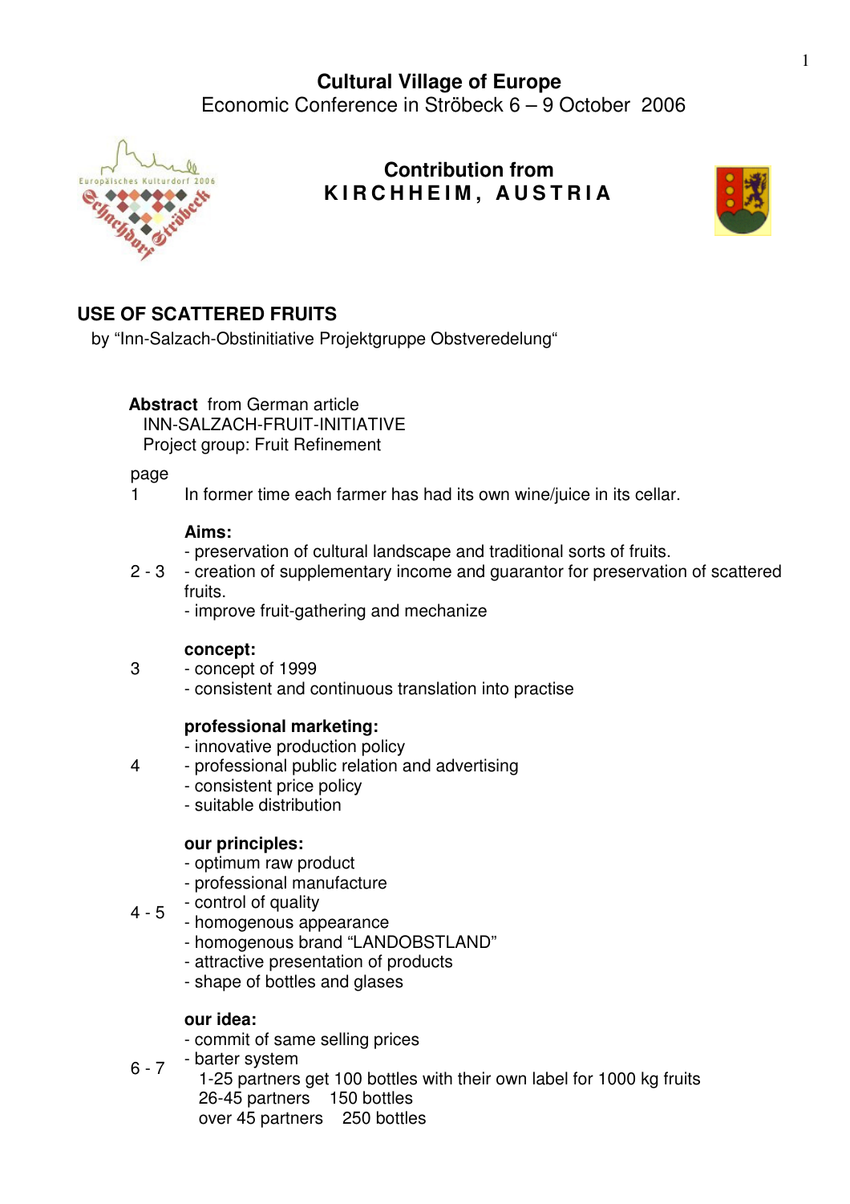# Cultural Village of Europe

Economic Conference in Ströbeck 6 – 9 October 2006

## Contribution from
## KIRCHHEIM, AUSTRIA

## USE OF SCATTERED FRUITS

by "Inn-Salzach-Obstinitiative Projektgruppe Obstveredelung"

**Abstract** from German article
INN-SALZACH-FRUIT-INITIATIVE
Project group: Fruit Refinement

| page | |
|---|---|
| 1 | In former time each farmer has had its own wine/juice in its cellar. |
| 2 - 3 | **Aims:**<br>- preservation of cultural landscape and traditional sorts of fruits.<br>- creation of supplementary income and guarantor for preservation of scattered fruits.<br>- improve fruit-gathering and mechanize |
| 3 | **concept:**<br>- concept of 1999<br>- consistent and continuous translation into practise |
| 4 | **professional marketing:**<br>- innovative production policy<br>- professional public relation and advertising<br>- consistent price policy<br>- suitable distribution |
| 4 - 5 | **our principles:**<br>- optimum raw product<br>- professional manufacture<br>- control of quality<br>- homogenous appearance<br>- homogenous brand "LANDOBSTLAND"<br>- attractive presentation of products<br>- shape of bottles and glases |
| 6 - 7 | **our idea:**<br>- commit of same selling prices<br>- barter system<br>1-25 partners get 100 bottles with their own label for 1000 kg fruits<br>26-45 partners 150 bottles<br>over 45 partners 250 bottles |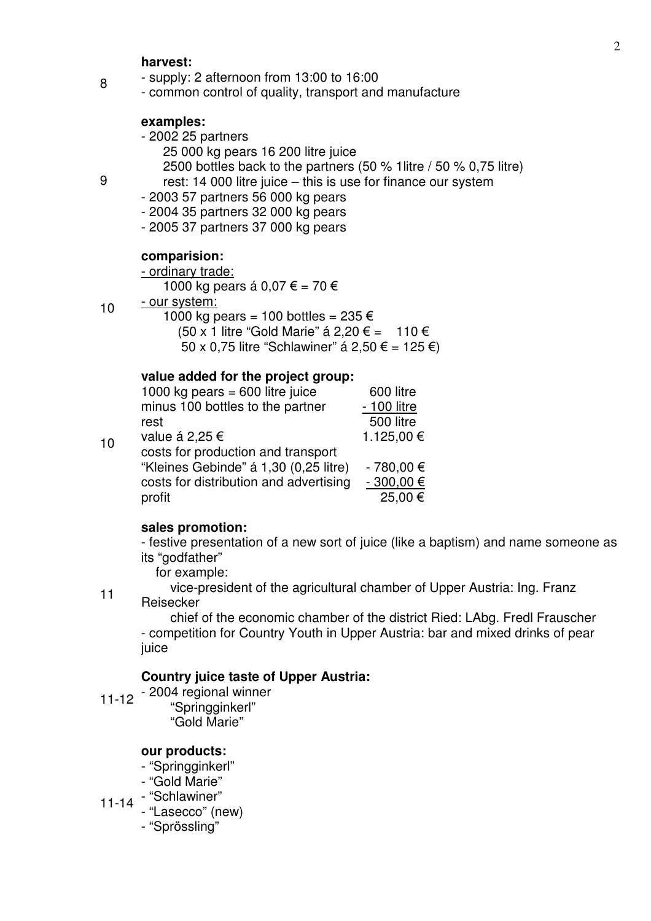8

**harvest:**

- supply: 2 afternoon from 13:00 to 16:00
- common control of quality, transport and manufacture

9

**examples:**

- 2002 25 partners
  - 25 000 kg pears 16 200 litre juice
  - 2500 bottles back to the partners (50 % 1litre / 50 % 0,75 litre)
  - rest: 14 000 litre juice – this is use for finance our system
- 2003 57 partners 56 000 kg pears
- 2004 35 partners 32 000 kg pears
- 2005 37 partners 37 000 kg pears

10

**comparision:**

- ordinary trade:
  - 1000 kg pears á 0,07 € = 70 €
- our system:
  - 1000 kg pears = 100 bottles = 235 €
  - (50 x 1 litre "Gold Marie" á 2,20 € = 110 €
  - 50 x 0,75 litre "Schlawiner" á 2,50 € = 125 €)

10

**value added for the project group:**

| | |
|---|---|
| 1000 kg pears = 600 litre juice | 600 litre |
| minus 100 bottles to the partner | - 100 litre |
| rest | 500 litre |
| value á 2,25 € | 1.125,00 € |
| costs for production and transport | |
| "Kleines Gebinde" á 1,30 (0,25 litre) | - 780,00 € |
| costs for distribution and advertising | - 300,00 € |
| profit | 25,00 € |

11

**sales promotion:**

- festive presentation of a new sort of juice (like a baptism) and name someone as its "godfather"
  - for example:
    - vice-president of the agricultural chamber of Upper Austria: Ing. Franz Reisecker
    - chief of the economic chamber of the district Ried: LAbg. Fredl Frauscher
- competition for Country Youth in Upper Austria: bar and mixed drinks of pear juice

11-12

**Country juice taste of Upper Austria:**

- 2004 regional winner
  - "Springginkerl"
  - "Gold Marie"

11-14

**our products:**

- "Springginkerl"
- "Gold Marie"
- "Schlawiner"
- "Lasecco" (new)
- "Sprössling"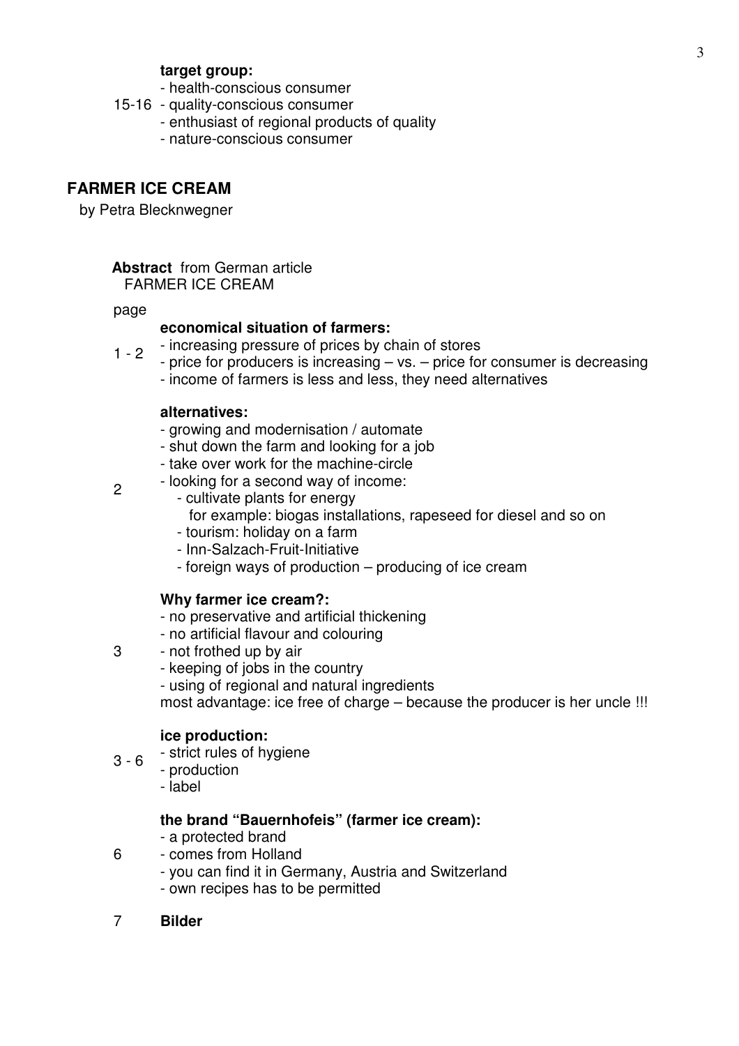**target group:**

15-16
- health-conscious consumer
- quality-conscious consumer
- enthusiast of regional products of quality
- nature-conscious consumer

## FARMER ICE CREAM

by Petra Blecknwegner

**Abstract** from German article
FARMER ICE CREAM

page

1 - 2 **economical situation of farmers:**
- increasing pressure of prices by chain of stores
- price for producers is increasing – vs. – price for consumer is decreasing
- income of farmers is less and less, they need alternatives

2 **alternatives:**
- growing and modernisation / automate
- shut down the farm and looking for a job
- take over work for the machine-circle
- looking for a second way of income:
  - cultivate plants for energy
    for example: biogas installations, rapeseed for diesel and so on
  - tourism: holiday on a farm
  - Inn-Salzach-Fruit-Initiative
  - foreign ways of production – producing of ice cream

3 **Why farmer ice cream?:**
- no preservative and artificial thickening
- no artificial flavour and colouring
- not frothed up by air
- keeping of jobs in the country
- using of regional and natural ingredients

most advantage: ice free of charge – because the producer is her uncle !!!

3 - 6 **ice production:**
- strict rules of hygiene
- production
- label

6 **the brand "Bauernhofeis" (farmer ice cream):**
- a protected brand
- comes from Holland
- you can find it in Germany, Austria and Switzerland
- own recipes has to be permitted

7 **Bilder**